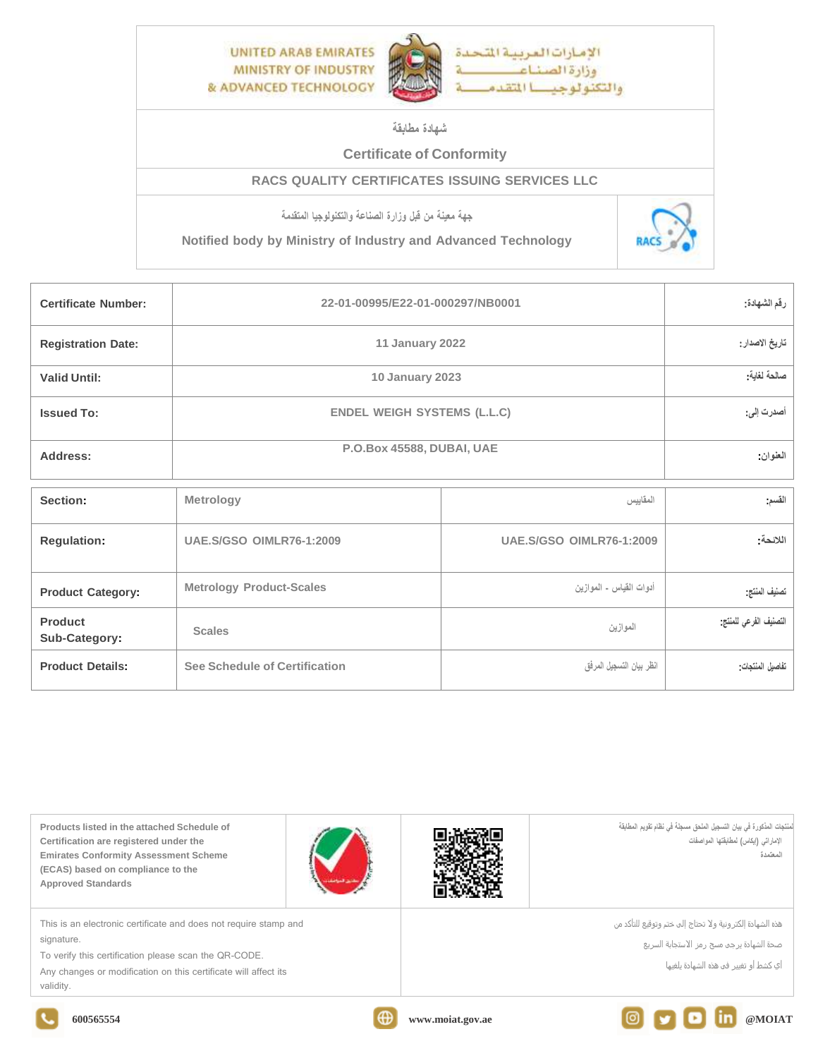UNITED ARAB EMIRATES
MINISTRY OF INDUSTRY
& ADVANCED TECHNOLOGY

الإمارات العربية المتحدة
وزارة الصناعة
والتكنولوجيا المتقدمة

## شهادة مطابقة

## Certificate of Conformity

### RACS QUALITY CERTIFICATES ISSUING SERVICES LLC

جهة معينة من قبل وزارة الصناعة والتكنولوجيا المتقدمة

Notified body by Ministry of Industry and Advanced Technology

RACS

| | | |
|---|---|---|
| **Certificate Number:** | 22-01-00995/E22-01-000297/NB0001 | رقم الشهادة: |
| **Registration Date:** | 11 January 2022 | تاريخ الاصدار: |
| **Valid Until:** | 10 January 2023 | صالحة لغاية: |
| **Issued To:** | ENDEL WEIGH SYSTEMS (L.L.C) | أصدرت إلى: |
| **Address:** | P.O.Box 45588, DUBAI, UAE | العنوان: |

| | | | |
|---|---|---|---|
| **Section:** | Metrology | المقاييس | القسم: |
| **Regulation:** | UAE.S/GSO OIMLR76-1:2009 | UAE.S/GSO OIMLR76-1:2009 | اللائحة: |
| **Product Category:** | Metrology Product-Scales | أدوات القياس - الموازين | تصنيف المنتج: |
| **Product Sub-Category:** | Scales | الموازين | التصنيف الفرعي للمنتج: |
| **Product Details:** | See Schedule of Certification | انظر بيان التسجيل المرفق | تفاصيل المنتجات: |

Products listed in the attached Schedule of Certification are registered under the Emirates Conformity Assessment Scheme (ECAS) based on compliance to the Approved Standards

المنتجات المذكورة في بيان التسجيل الملحق مسجلة في نظام تقويم المطابقة الإماراتي (إيكاس) لمطابقتها المواصفات المعتمدة

This is an electronic certificate and does not require stamp and signature.
To verify this certification please scan the QR-CODE.
Any changes or modification on this certificate will affect its validity.

هذه الشهادة إلكترونية ولا تحتاج إلى ختم وتوقيع للتأكد من صحة الشهادة يرجى مسح رمز الاستجابة السريع
أي كشط أو تغيير في هذه الشهادة يلغيها

600565554 | www.moiat.gov.ae | @MOIAT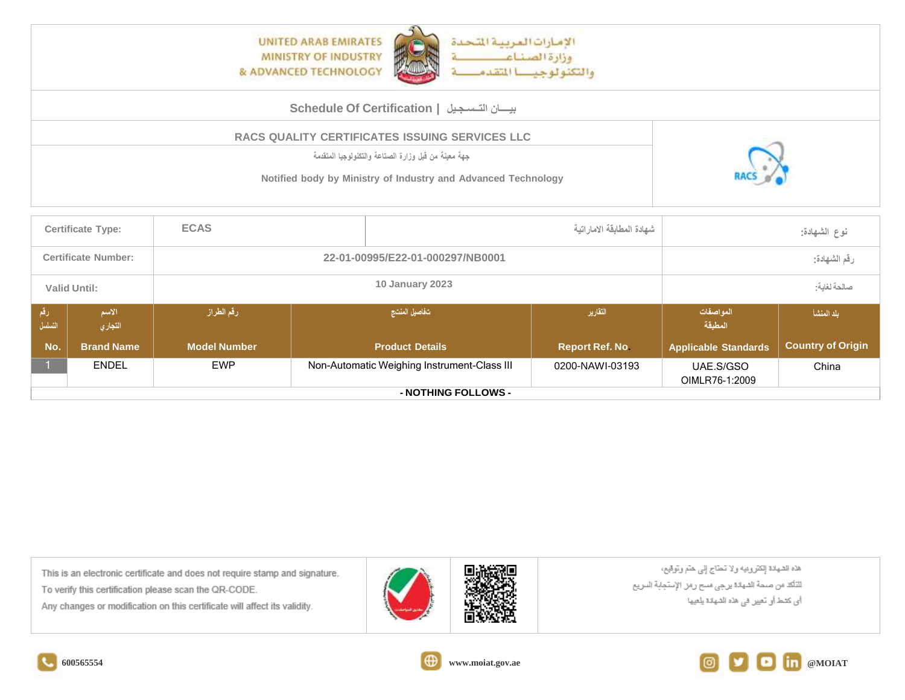UNITED ARAB EMIRATES
MINISTRY OF INDUSTRY
& ADVANCED TECHNOLOGY

الإمارات العربية المتحدة
وزارة الصناعة
والتكنولوجيا المتقدمة

## Schedule Of Certification | بيـــان التـــسجيل

**RACS QUALITY CERTIFICATES ISSUING SERVICES LLC**

جهة معينة من قبل وزارة الصناعة والتكنولوجيا المتقدمة

Notified body by Ministry of Industry and Advanced Technology

RACS

| | | | |
|---|---|---|---|
| Certificate Type: | ECAS | شهادة المطابقة الاماراتية | نوع الشهادة: |
| Certificate Number: | 22-01-00995/E22-01-000297/NB0001 | | رقم الشهادة: |
| Valid Until: | 10 January 2023 | | صالحة لغاية: |

| رقم التسلسل No. | الاسم التجاري Brand Name | رقم الطراز Model Number | تفاصيل المنتج Product Details | التقارير Report Ref. No. | المواصفات المطبقة Applicable Standards | بلد المنشا Country of Origin |
|---|---|---|---|---|---|---|
| 1 | ENDEL | EWP | Non-Automatic Weighing Instrument-Class III | 0200-NAWI-03193 | UAE.S/GSO OIMLR76-1:2009 | China |

**- NOTHING FOLLOWS -**

This is an electronic certificate and does not require stamp and signature.
To verify this certification please scan the QR-CODE.
Any changes or modification on this certificate will affect its validity.

هذه الشهادة إلكترونية ولا تحتاج إلى ختم وتوقيع،
للتأكد من صحة الشهادة يرجى مسح رمز الإستجابة السريع
أي كشط أو تغيير في هذه الشهادة يلغيها

600565554 www.moiat.gov.ae @MOIAT